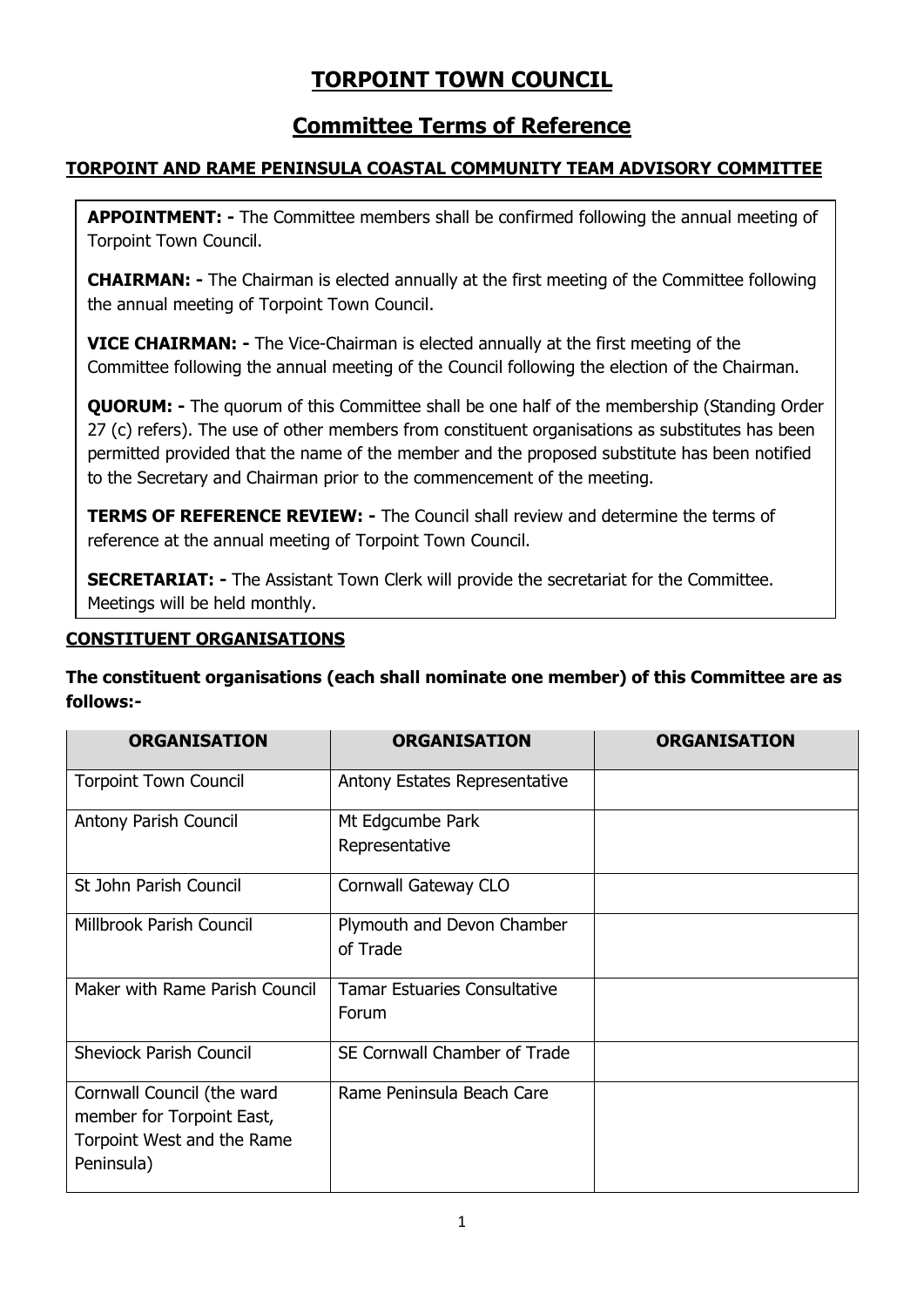# TORPOINT TOWN COUNCIL

## Committee Terms of Reference

### TORPOINT AND RAME PENINSULA COASTAL COMMUNITY TEAM ADVISORY COMMITTEE

**APPOINTMENT: -** The Committee members shall be confirmed following the annual meeting of Torpoint Town Council.

**CHAIRMAN: -** The Chairman is elected annually at the first meeting of the Committee following the annual meeting of Torpoint Town Council.

**VICE CHAIRMAN: -** The Vice-Chairman is elected annually at the first meeting of the Committee following the annual meeting of the Council following the election of the Chairman.

**QUORUM: -** The quorum of this Committee shall be one half of the membership (Standing Order 27 (c) refers). The use of other members from constituent organisations as substitutes has been permitted provided that the name of the member and the proposed substitute has been notified to the Secretary and Chairman prior to the commencement of the meeting.

**TERMS OF REFERENCE REVIEW: -** The Council shall review and determine the terms of reference at the annual meeting of Torpoint Town Council.

**SECRETARIAT: -** The Assistant Town Clerk will provide the secretariat for the Committee. Meetings will be held monthly.

### CONSTITUENT ORGANISATIONS

**The constituent organisations (each shall nominate one member) of this Committee are as follows:-**

| ORGANISATION | ORGANISATION | ORGANISATION |
|---|---|---|
| Torpoint Town Council | Antony Estates Representative | |
| Antony Parish Council | Mt Edgcumbe Park Representative | |
| St John Parish Council | Cornwall Gateway CLO | |
| Millbrook Parish Council | Plymouth and Devon Chamber of Trade | |
| Maker with Rame Parish Council | Tamar Estuaries Consultative Forum | |
| Sheviock Parish Council | SE Cornwall Chamber of Trade | |
| Cornwall Council (the ward member for Torpoint East, Torpoint West and the Rame Peninsula) | Rame Peninsula Beach Care | |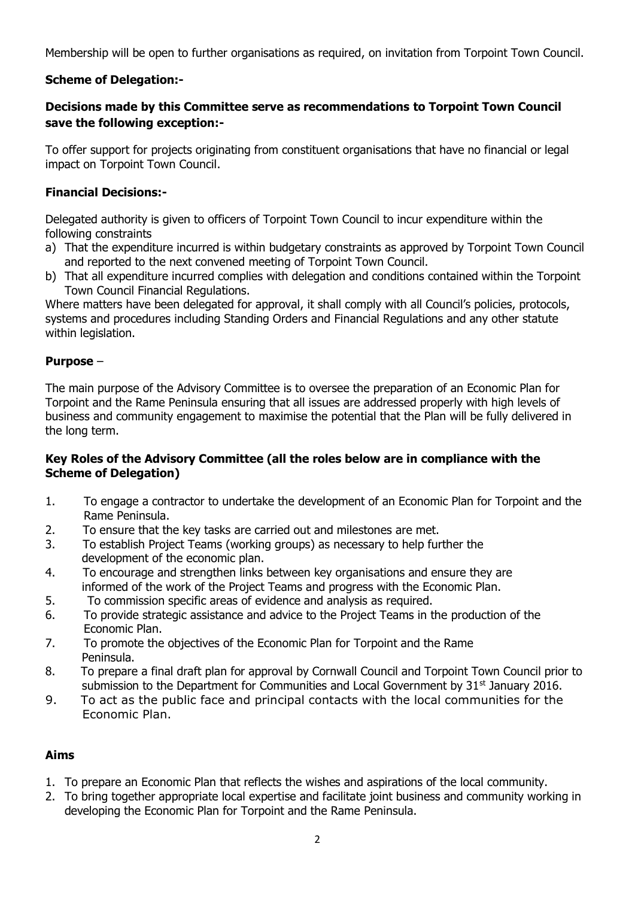Membership will be open to further organisations as required, on invitation from Torpoint Town Council.

**Scheme of Delegation:-**

**Decisions made by this Committee serve as recommendations to Torpoint Town Council save the following exception:-**

To offer support for projects originating from constituent organisations that have no financial or legal impact on Torpoint Town Council.

**Financial Decisions:-**

Delegated authority is given to officers of Torpoint Town Council to incur expenditure within the following constraints

a) That the expenditure incurred is within budgetary constraints as approved by Torpoint Town Council and reported to the next convened meeting of Torpoint Town Council.
b) That all expenditure incurred complies with delegation and conditions contained within the Torpoint Town Council Financial Regulations.

Where matters have been delegated for approval, it shall comply with all Council's policies, protocols, systems and procedures including Standing Orders and Financial Regulations and any other statute within legislation.

**Purpose** –

The main purpose of the Advisory Committee is to oversee the preparation of an Economic Plan for Torpoint and the Rame Peninsula ensuring that all issues are addressed properly with high levels of business and community engagement to maximise the potential that the Plan will be fully delivered in the long term.

**Key Roles of the Advisory Committee (all the roles below are in compliance with the Scheme of Delegation)**

1. To engage a contractor to undertake the development of an Economic Plan for Torpoint and the Rame Peninsula.
2. To ensure that the key tasks are carried out and milestones are met.
3. To establish Project Teams (working groups) as necessary to help further the development of the economic plan.
4. To encourage and strengthen links between key organisations and ensure they are informed of the work of the Project Teams and progress with the Economic Plan.
5. To commission specific areas of evidence and analysis as required.
6. To provide strategic assistance and advice to the Project Teams in the production of the Economic Plan.
7. To promote the objectives of the Economic Plan for Torpoint and the Rame Peninsula.
8. To prepare a final draft plan for approval by Cornwall Council and Torpoint Town Council prior to submission to the Department for Communities and Local Government by 31st January 2016.
9. To act as the public face and principal contacts with the local communities for the Economic Plan.

**Aims**

1. To prepare an Economic Plan that reflects the wishes and aspirations of the local community.
2. To bring together appropriate local expertise and facilitate joint business and community working in developing the Economic Plan for Torpoint and the Rame Peninsula.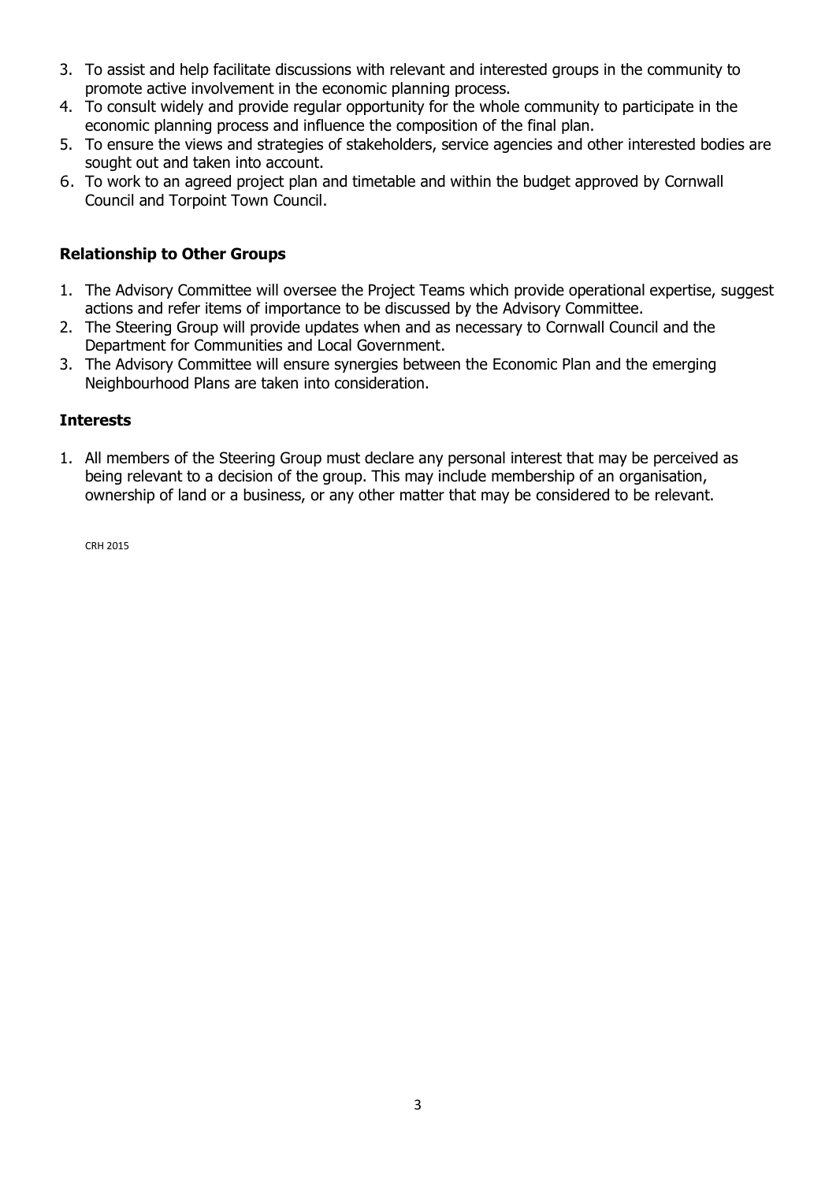3. To assist and help facilitate discussions with relevant and interested groups in the community to promote active involvement in the economic planning process.
4. To consult widely and provide regular opportunity for the whole community to participate in the economic planning process and influence the composition of the final plan.
5. To ensure the views and strategies of stakeholders, service agencies and other interested bodies are sought out and taken into account.
6. To work to an agreed project plan and timetable and within the budget approved by Cornwall Council and Torpoint Town Council.

**Relationship to Other Groups**

1. The Advisory Committee will oversee the Project Teams which provide operational expertise, suggest actions and refer items of importance to be discussed by the Advisory Committee.
2. The Steering Group will provide updates when and as necessary to Cornwall Council and the Department for Communities and Local Government.
3. The Advisory Committee will ensure synergies between the Economic Plan and the emerging Neighbourhood Plans are taken into consideration.

**Interests**

1. All members of the Steering Group must declare any personal interest that may be perceived as being relevant to a decision of the group. This may include membership of an organisation, ownership of land or a business, or any other matter that may be considered to be relevant.

CRH 2015